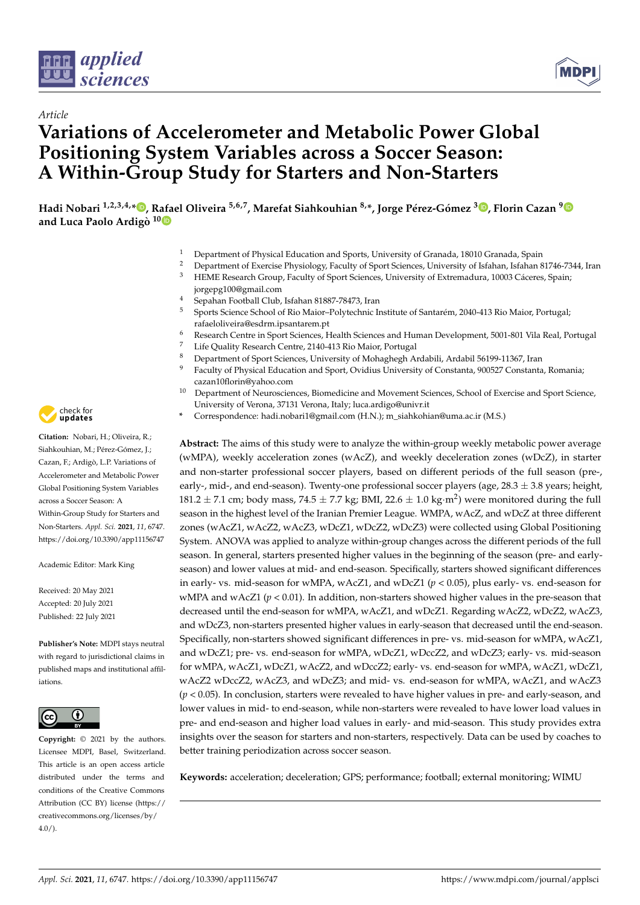*Article*

# Variations of Accelerometer and Metabolic Power Global Positioning System Variables across a Soccer Season: A Within-Group Study for Starters and Non-Starters

**Hadi Nobari [1,2,3,4,*], Rafael Oliveira [5,6,7], Marefat Siahkouhian [8,*], Jorge Pérez-Gómez [3], Florin Cazan [9] and Luca Paolo Ardigò [10]**

[1] Department of Physical Education and Sports, University of Granada, 18010 Granada, Spain
[2] Department of Exercise Physiology, Faculty of Sport Sciences, University of Isfahan, Isfahan 81746-7344, Iran
[3] HEME Research Group, Faculty of Sport Sciences, University of Extremadura, 10003 Cáceres, Spain; jorgepg100@gmail.com
[4] Sepahan Football Club, Isfahan 81887-78473, Iran
[5] Sports Science School of Rio Maior–Polytechnic Institute of Santarém, 2040-413 Rio Maior, Portugal; rafaeloliveira@esdrm.ipsantarem.pt
[6] Research Centre in Sport Sciences, Health Sciences and Human Development, 5001-801 Vila Real, Portugal
[7] Life Quality Research Centre, 2140-413 Rio Maior, Portugal
[8] Department of Sport Sciences, University of Mohaghegh Ardabili, Ardabil 56199-11367, Iran
[9] Faculty of Physical Education and Sport, Ovidius University of Constanta, 900527 Constanta, Romania; cazan10florin@yahoo.com
[10] Department of Neurosciences, Biomedicine and Movement Sciences, School of Exercise and Sport Science, University of Verona, 37131 Verona, Italy; luca.ardigo@univr.it
\* Correspondence: hadi.nobari1@gmail.com (H.N.); m_siahkohian@uma.ac.ir (M.S.)

**Citation:** Nobari, H.; Oliveira, R.; Siahkouhian, M.; Pérez-Gómez, J.; Cazan, F.; Ardigò, L.P. Variations of Accelerometer and Metabolic Power Global Positioning System Variables across a Soccer Season: A Within-Group Study for Starters and Non-Starters. *Appl. Sci.* **2021**, *11*, 6747. https://doi.org/10.3390/app11156747

Academic Editor: Mark King

Received: 20 May 2021
Accepted: 20 July 2021
Published: 22 July 2021

**Publisher's Note:** MDPI stays neutral with regard to jurisdictional claims in published maps and institutional affiliations.

**Copyright:** © 2021 by the authors. Licensee MDPI, Basel, Switzerland. This article is an open access article distributed under the terms and conditions of the Creative Commons Attribution (CC BY) license (https://creativecommons.org/licenses/by/4.0/).

**Abstract:** The aims of this study were to analyze the within-group weekly metabolic power average (wMPA), weekly acceleration zones (wAcZ), and weekly deceleration zones (wDcZ), in starter and non-starter professional soccer players, based on different periods of the full season (pre-, early-, mid-, and end-season). Twenty-one professional soccer players (age, 28.3 ± 3.8 years; height, 181.2 ± 7.1 cm; body mass, 74.5 ± 7.7 kg; BMI, 22.6 ± 1.0 kg·m$^2$) were monitored during the full season in the highest level of the Iranian Premier League. WMPA, wAcZ, and wDcZ at three different zones (wAcZ1, wAcZ2, wAcZ3, wDcZ1, wDcZ2, wDcZ3) were collected using Global Positioning System. ANOVA was applied to analyze within-group changes across the different periods of the full season. In general, starters presented higher values in the beginning of the season (pre- and early-season) and lower values at mid- and end-season. Specifically, starters showed significant differences in early- vs. mid-season for wMPA, wAcZ1, and wDcZ1 ($p < 0.05$), plus early- vs. end-season for wMPA and wAcZ1 ($p < 0.01$). In addition, non-starters showed higher values in the pre-season that decreased until the end-season for wMPA, wAcZ1, and wDcZ1. Regarding wAcZ2, wDcZ2, wAcZ3, and wDcZ3, non-starters presented higher values in early-season that decreased until the end-season. Specifically, non-starters showed significant differences in pre- vs. mid-season for wMPA, wAcZ1, and wDcZ1; pre- vs. end-season for wMPA, wDcZ1, wDccZ2, and wDcZ3; early- vs. mid-season for wMPA, wAcZ1, wDcZ1, wAcZ2, and wDccZ2; early- vs. end-season for wMPA, wAcZ1, wDcZ1, wAcZ2 wDccZ2, wAcZ3, and wDcZ3; and mid- vs. end-season for wMPA, wAcZ1, and wAcZ3 ($p < 0.05$). In conclusion, starters were revealed to have higher values in pre- and early-season, and lower values in mid- to end-season, while non-starters were revealed to have lower load values in pre- and end-season and higher load values in early- and mid-season. This study provides extra insights over the season for starters and non-starters, respectively. Data can be used by coaches to better training periodization across soccer season.

**Keywords:** acceleration; deceleration; GPS; performance; football; external monitoring; WIMU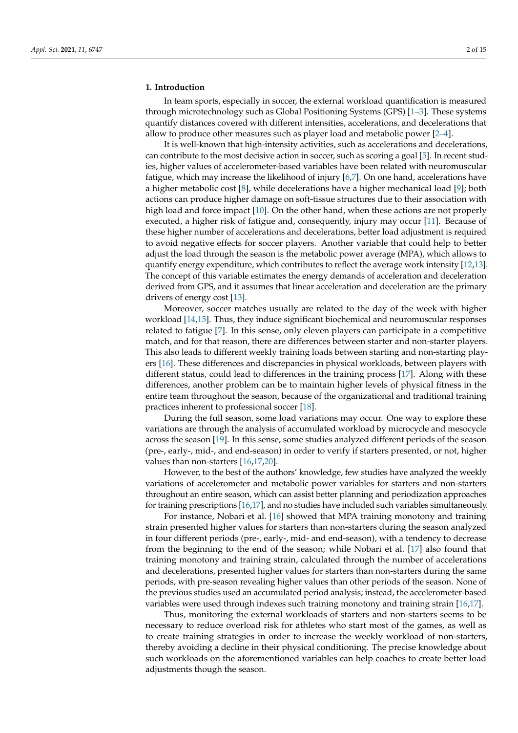## 1. Introduction

In team sports, especially in soccer, the external workload quantification is measured through microtechnology such as Global Positioning Systems (GPS) [1–3]. These systems quantify distances covered with different intensities, accelerations, and decelerations that allow to produce other measures such as player load and metabolic power [2–4].

It is well-known that high-intensity activities, such as accelerations and decelerations, can contribute to the most decisive action in soccer, such as scoring a goal [5]. In recent studies, higher values of accelerometer-based variables have been related with neuromuscular fatigue, which may increase the likelihood of injury [6,7]. On one hand, accelerations have a higher metabolic cost [8], while decelerations have a higher mechanical load [9]; both actions can produce higher damage on soft-tissue structures due to their association with high load and force impact [10]. On the other hand, when these actions are not properly executed, a higher risk of fatigue and, consequently, injury may occur [11]. Because of these higher number of accelerations and decelerations, better load adjustment is required to avoid negative effects for soccer players. Another variable that could help to better adjust the load through the season is the metabolic power average (MPA), which allows to quantify energy expenditure, which contributes to reflect the average work intensity [12,13]. The concept of this variable estimates the energy demands of acceleration and deceleration derived from GPS, and it assumes that linear acceleration and deceleration are the primary drivers of energy cost [13].

Moreover, soccer matches usually are related to the day of the week with higher workload [14,15]. Thus, they induce significant biochemical and neuromuscular responses related to fatigue [7]. In this sense, only eleven players can participate in a competitive match, and for that reason, there are differences between starter and non-starter players. This also leads to different weekly training loads between starting and non-starting players [16]. These differences and discrepancies in physical workloads, between players with different status, could lead to differences in the training process [17]. Along with these differences, another problem can be to maintain higher levels of physical fitness in the entire team throughout the season, because of the organizational and traditional training practices inherent to professional soccer [18].

During the full season, some load variations may occur. One way to explore these variations are through the analysis of accumulated workload by microcycle and mesocycle across the season [19]. In this sense, some studies analyzed different periods of the season (pre-, early-, mid-, and end-season) in order to verify if starters presented, or not, higher values than non-starters [16,17,20].

However, to the best of the authors' knowledge, few studies have analyzed the weekly variations of accelerometer and metabolic power variables for starters and non-starters throughout an entire season, which can assist better planning and periodization approaches for training prescriptions [16,17], and no studies have included such variables simultaneously.

For instance, Nobari et al. [16] showed that MPA training monotony and training strain presented higher values for starters than non-starters during the season analyzed in four different periods (pre-, early-, mid- and end-season), with a tendency to decrease from the beginning to the end of the season; while Nobari et al. [17] also found that training monotony and training strain, calculated through the number of accelerations and decelerations, presented higher values for starters than non-starters during the same periods, with pre-season revealing higher values than other periods of the season. None of the previous studies used an accumulated period analysis; instead, the accelerometer-based variables were used through indexes such training monotony and training strain [16,17].

Thus, monitoring the external workloads of starters and non-starters seems to be necessary to reduce overload risk for athletes who start most of the games, as well as to create training strategies in order to increase the weekly workload of non-starters, thereby avoiding a decline in their physical conditioning. The precise knowledge about such workloads on the aforementioned variables can help coaches to create better load adjustments though the season.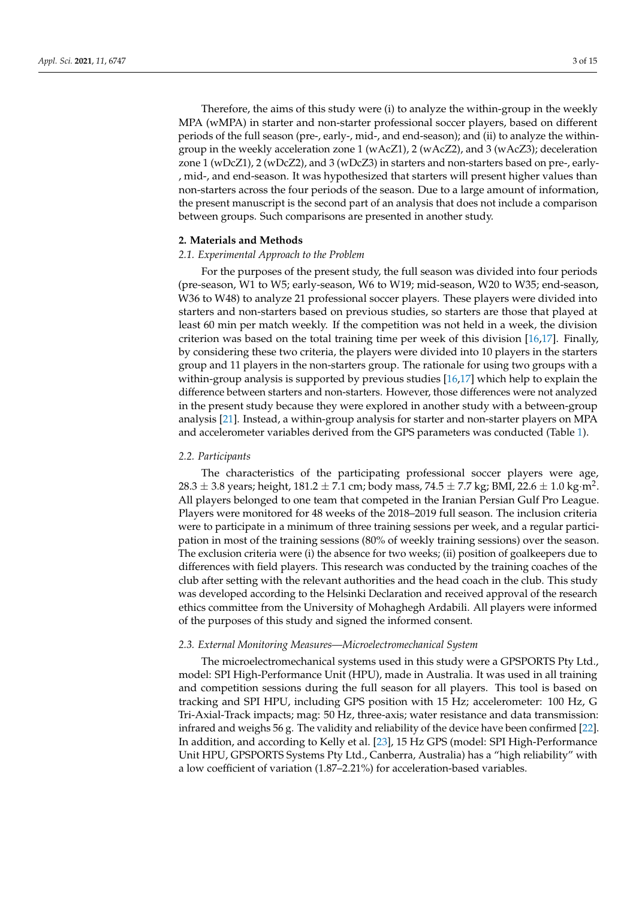Therefore, the aims of this study were (i) to analyze the within-group in the weekly MPA (wMPA) in starter and non-starter professional soccer players, based on different periods of the full season (pre-, early-, mid-, and end-season); and (ii) to analyze the within-group in the weekly acceleration zone 1 (wAcZ1), 2 (wAcZ2), and 3 (wAcZ3); deceleration zone 1 (wDcZ1), 2 (wDcZ2), and 3 (wDcZ3) in starters and non-starters based on pre-, early-, mid-, and end-season. It was hypothesized that starters will present higher values than non-starters across the four periods of the season. Due to a large amount of information, the present manuscript is the second part of an analysis that does not include a comparison between groups. Such comparisons are presented in another study.

## 2. Materials and Methods

### 2.1. Experimental Approach to the Problem

For the purposes of the present study, the full season was divided into four periods (pre-season, W1 to W5; early-season, W6 to W19; mid-season, W20 to W35; end-season, W36 to W48) to analyze 21 professional soccer players. These players were divided into starters and non-starters based on previous studies, so starters are those that played at least 60 min per match weekly. If the competition was not held in a week, the division criterion was based on the total training time per week of this division [16,17]. Finally, by considering these two criteria, the players were divided into 10 players in the starters group and 11 players in the non-starters group. The rationale for using two groups with a within-group analysis is supported by previous studies [16,17] which help to explain the difference between starters and non-starters. However, those differences were not analyzed in the present study because they were explored in another study with a between-group analysis [21]. Instead, a within-group analysis for starter and non-starter players on MPA and accelerometer variables derived from the GPS parameters was conducted (Table 1).

### 2.2. Participants

The characteristics of the participating professional soccer players were age, $28.3 \pm 3.8$ years; height, $181.2 \pm 7.1$ cm; body mass, $74.5 \pm 7.7$ kg; BMI, $22.6 \pm 1.0$ kg·m$^2$. All players belonged to one team that competed in the Iranian Persian Gulf Pro League. Players were monitored for 48 weeks of the 2018–2019 full season. The inclusion criteria were to participate in a minimum of three training sessions per week, and a regular participation in most of the training sessions (80% of weekly training sessions) over the season. The exclusion criteria were (i) the absence for two weeks; (ii) position of goalkeepers due to differences with field players. This research was conducted by the training coaches of the club after setting with the relevant authorities and the head coach in the club. This study was developed according to the Helsinki Declaration and received approval of the research ethics committee from the University of Mohaghegh Ardabili. All players were informed of the purposes of this study and signed the informed consent.

### 2.3. External Monitoring Measures—Microelectromechanical System

The microelectromechanical systems used in this study were a GPSPORTS Pty Ltd., model: SPI High-Performance Unit (HPU), made in Australia. It was used in all training and competition sessions during the full season for all players. This tool is based on tracking and SPI HPU, including GPS position with 15 Hz; accelerometer: 100 Hz, G Tri-Axial-Track impacts; mag: 50 Hz, three-axis; water resistance and data transmission: infrared and weighs 56 g. The validity and reliability of the device have been confirmed [22]. In addition, and according to Kelly et al. [23], 15 Hz GPS (model: SPI High-Performance Unit HPU, GPSPORTS Systems Pty Ltd., Canberra, Australia) has a "high reliability" with a low coefficient of variation (1.87–2.21%) for acceleration-based variables.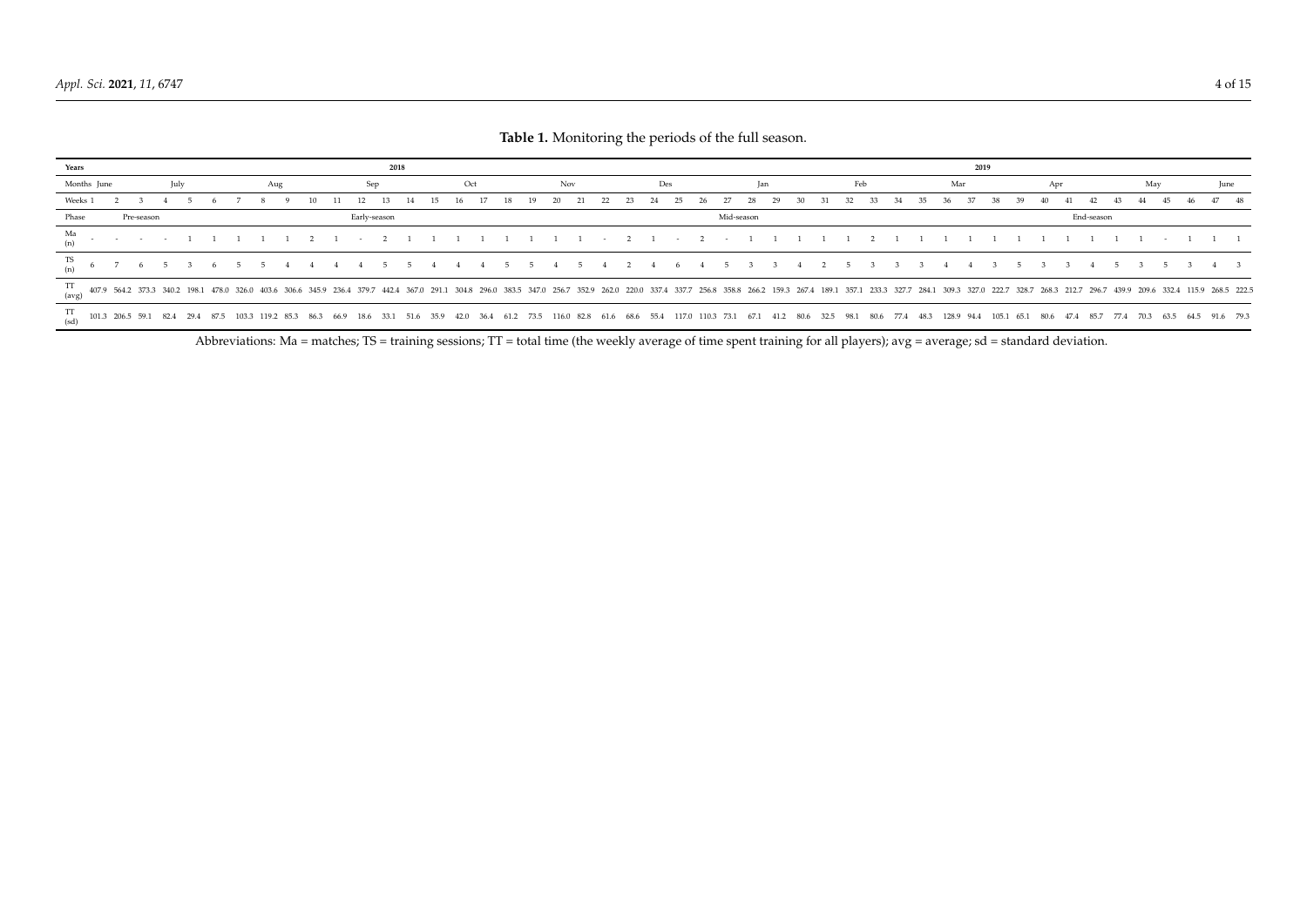**Table 1.** Monitoring the periods of the full season.

| Years | | | | | | | | | | | | | | 2018 | | | | | | | | | | | | | | | | | | | | | | | | | 2019 | | | | | | | | | | |
|---|---|---|---|---|---|---|---|---|---|---|---|---|---|---|---|---|---|---|---|---|---|---|---|---|---|---|---|---|---|---|---|---|---|---|---|---|---|---|---|---|---|---|---|---|---|---|---|---|
| Months | June | | | | July | | | Aug | | | | | Sep | | | | Oct | | | | Nov | | | | Des | | | | Jan | | | | Feb | | | | Mar | | | | Apr | | | | May | | | June |
| Weeks | 1 | 2 | 3 | 4 | 5 | 6 | 7 | 8 | 9 | 10 | 11 | 12 | 13 | 14 | 15 | 16 | 17 | 18 | 19 | 20 | 21 | 22 | 23 | 24 | 25 | 26 | 27 | 28 | 29 | 30 | 31 | 32 | 33 | 34 | 35 | 36 | 37 | 38 | 39 | 40 | 41 | 42 | 43 | 44 | 45 | 46 | 47 | 48 |
| Phase | | | | Pre-season | | | | | | | | Early-season | | | | | | | | | | | | | | | | Mid-season | | | | | | | | | | | | | | End-season | | | | | | |
| Ma (n) | - | - | - | - | - | 1 | 1 | 1 | 1 | 1 | 2 | 1 | - | 2 | 1 | 1 | 1 | 1 | 1 | 1 | 1 | 1 | 1 | - | 2 | 1 | - | 2 | - | 1 | 1 | 1 | 1 | 1 | 1 | 2 | 1 | 1 | 1 | 1 | 1 | 1 | 1 | 1 | - | 1 | 1 | 1 |
| TS (n) | 6 | 7 | 6 | 5 | 3 | 6 | 5 | 5 | 4 | 4 | 4 | 4 | 5 | 5 | 4 | 4 | 4 | 5 | 5 | 4 | 5 | 4 | 2 | 4 | 6 | 4 | 5 | 3 | 3 | 4 | 2 | 5 | 3 | 3 | 3 | 4 | 4 | 3 | 5 | 3 | 3 | 4 | 5 | 3 | 5 | 3 | 4 | 3 |
| TT (avg) | 407.9 | 564.2 | 373.3 | 340.2 | 198.1 | 478.0 | 326.0 | 403.6 | 306.6 | 345.9 | 236.4 | 379.7 | 442.4 | 367.0 | 291.1 | 304.8 | 296.0 | 383.5 | 347.0 | 256.7 | 352.9 | 262.0 | 220.0 | 337.4 | 337.7 | 256.8 | 358.8 | 266.2 | 159.3 | 267.4 | 189.1 | 357.1 | 233.3 | 327.7 | 284.1 | 309.3 | 327.0 | 222.7 | 328.7 | 268.3 | 212.7 | 296.7 | 439.9 | 209.6 | 332.4 | 115.9 | 268.5 | 222.5 |
| TT (sd) | 101.3 | 206.5 | 59.1 | 82.4 | 29.4 | 87.5 | 103.3 | 119.2 | 85.3 | 86.3 | 66.9 | 18.6 | 33.1 | 51.6 | 35.9 | 42.0 | 36.4 | 61.2 | 73.5 | 116.0 | 82.8 | 61.6 | 68.6 | 55.4 | 117.0 | 110.3 | 73.1 | 67.1 | 41.2 | 80.6 | 32.5 | 98.1 | 80.6 | 77.4 | 48.3 | 128.9 | 94.4 | 105.1 | 65.1 | 80.6 | 47.4 | 85.7 | 77.4 | 70.3 | 63.5 | 64.5 | 91.6 | 79.3 |

Abbreviations: Ma = matches; TS = training sessions; TT = total time (the weekly average of time spent training for all players); avg = average; sd = standard deviation.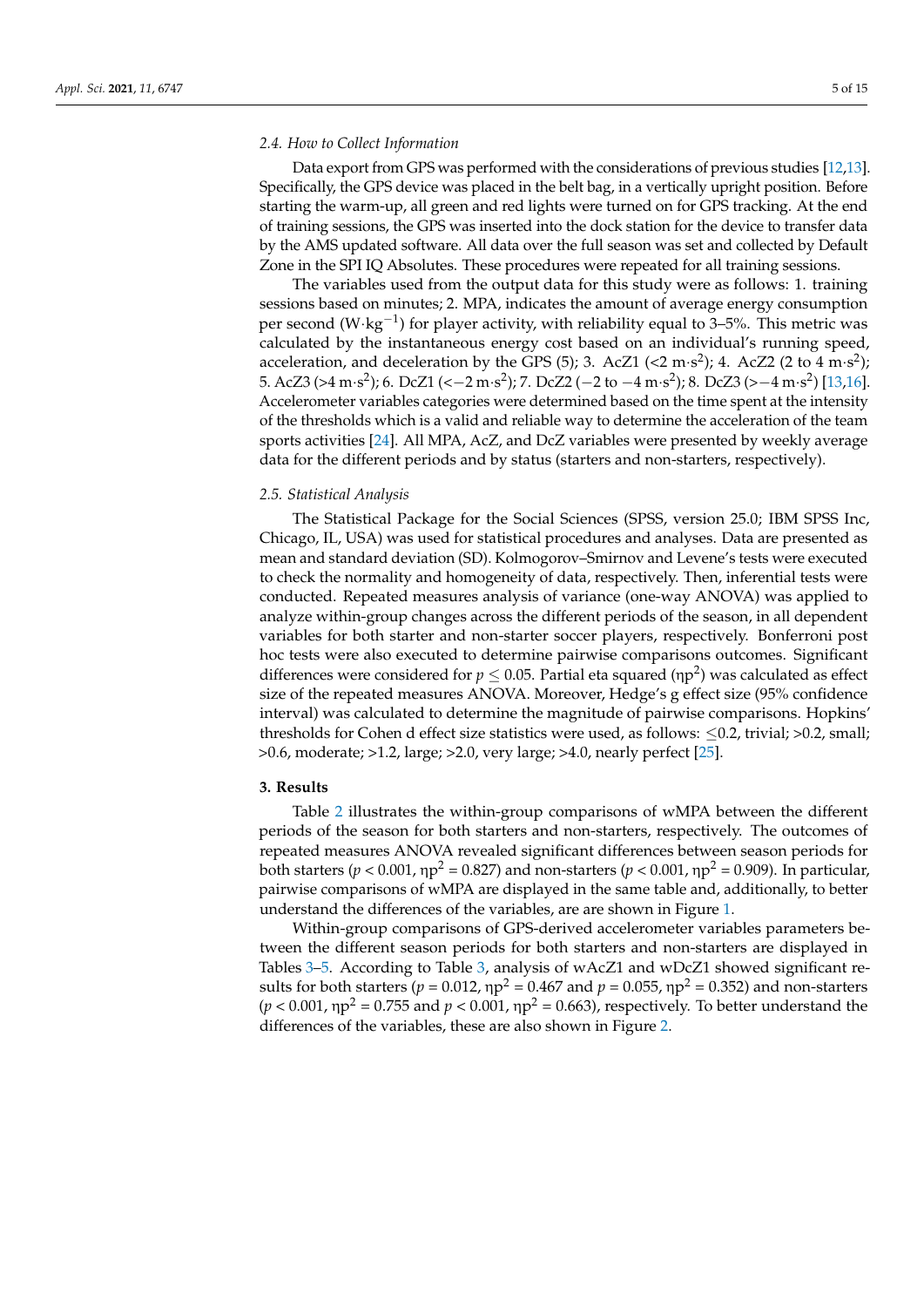### 2.4. How to Collect Information

Data export from GPS was performed with the considerations of previous studies [12,13]. Specifically, the GPS device was placed in the belt bag, in a vertically upright position. Before starting the warm-up, all green and red lights were turned on for GPS tracking. At the end of training sessions, the GPS was inserted into the dock station for the device to transfer data by the AMS updated software. All data over the full season was set and collected by Default Zone in the SPI IQ Absolutes. These procedures were repeated for all training sessions.

The variables used from the output data for this study were as follows: 1. training sessions based on minutes; 2. MPA, indicates the amount of average energy consumption per second ($W \cdot kg^{-1}$) for player activity, with reliability equal to 3–5%. This metric was calculated by the instantaneous energy cost based on an individual's running speed, acceleration, and deceleration by the GPS (5); 3. AcZ1 ($<2\ m \cdot s^2$); 4. AcZ2 (2 to $4\ m \cdot s^2$); 5. AcZ3 ($>4\ m \cdot s^2$); 6. DcZ1 ($<-2\ m \cdot s^2$); 7. DcZ2 ($-2$ to $-4\ m \cdot s^2$); 8. DcZ3 ($>-4\ m \cdot s^2$) [13,16]. Accelerometer variables categories were determined based on the time spent at the intensity of the thresholds which is a valid and reliable way to determine the acceleration of the team sports activities [24]. All MPA, AcZ, and DcZ variables were presented by weekly average data for the different periods and by status (starters and non-starters, respectively).

### 2.5. Statistical Analysis

The Statistical Package for the Social Sciences (SPSS, version 25.0; IBM SPSS Inc, Chicago, IL, USA) was used for statistical procedures and analyses. Data are presented as mean and standard deviation (SD). Kolmogorov–Smirnov and Levene's tests were executed to check the normality and homogeneity of data, respectively. Then, inferential tests were conducted. Repeated measures analysis of variance (one-way ANOVA) was applied to analyze within-group changes across the different periods of the season, in all dependent variables for both starter and non-starter soccer players, respectively. Bonferroni post hoc tests were also executed to determine pairwise comparisons outcomes. Significant differences were considered for $p \leq 0.05$. Partial eta squared ($\eta p^2$) was calculated as effect size of the repeated measures ANOVA. Moreover, Hedge's g effect size (95% confidence interval) was calculated to determine the magnitude of pairwise comparisons. Hopkins' thresholds for Cohen d effect size statistics were used, as follows: $\leq 0.2$, trivial; $>0.2$, small; $>0.6$, moderate; $>1.2$, large; $>2.0$, very large; $>4.0$, nearly perfect [25].

## 3. Results

Table 2 illustrates the within-group comparisons of wMPA between the different periods of the season for both starters and non-starters, respectively. The outcomes of repeated measures ANOVA revealed significant differences between season periods for both starters ($p < 0.001$, $\eta p^2 = 0.827$) and non-starters ($p < 0.001$, $\eta p^2 = 0.909$). In particular, pairwise comparisons of wMPA are displayed in the same table and, additionally, to better understand the differences of the variables, are are shown in Figure 1.

Within-group comparisons of GPS-derived accelerometer variables parameters between the different season periods for both starters and non-starters are displayed in Tables 3–5. According to Table 3, analysis of wAcZ1 and wDcZ1 showed significant results for both starters ($p = 0.012$, $\eta p^2 = 0.467$ and $p = 0.055$, $\eta p^2 = 0.352$) and non-starters ($p < 0.001$, $\eta p^2 = 0.755$ and $p < 0.001$, $\eta p^2 = 0.663$), respectively. To better understand the differences of the variables, these are also shown in Figure 2.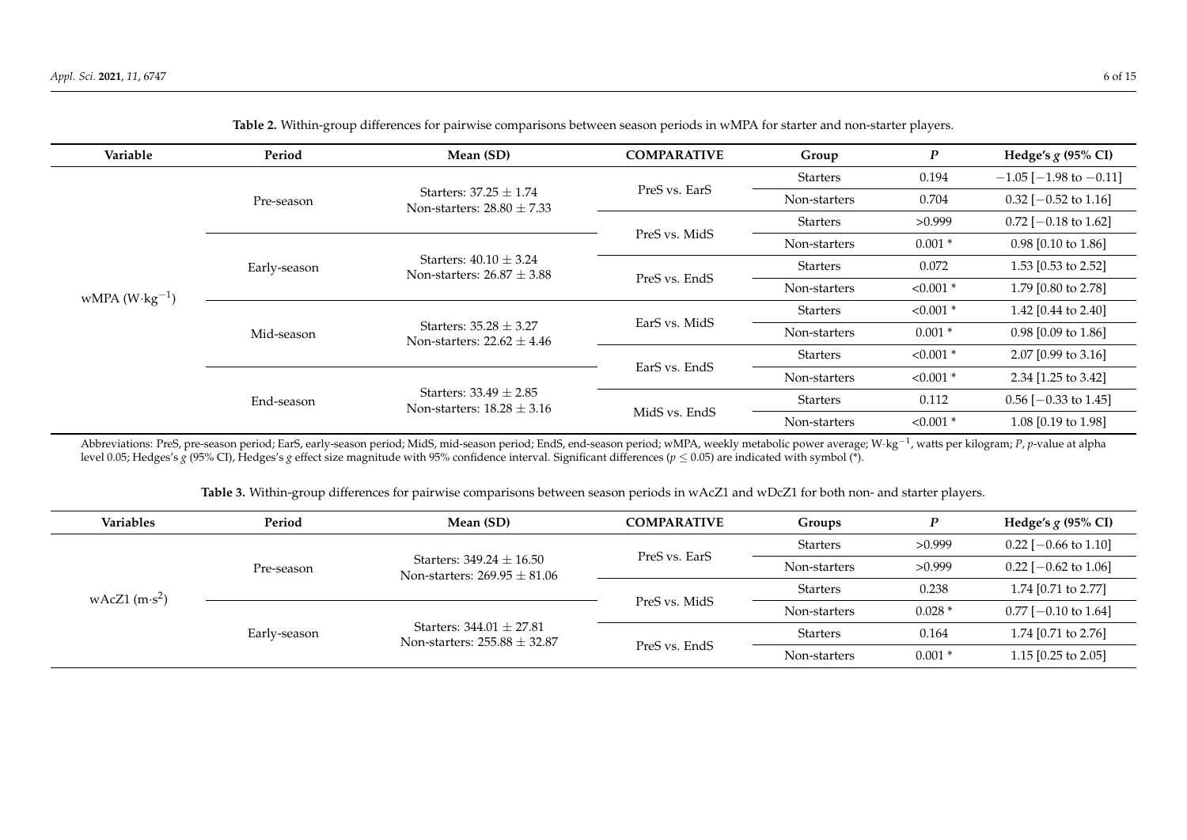**Table 2.** Within-group differences for pairwise comparisons between season periods in wMPA for starter and non-starter players.

| Variable | Period | Mean (SD) | COMPARATIVE | Group | *P* | Hedge's *g* (95% CI) |
|---|---|---|---|---|---|---|
| wMPA ($W \cdot kg^{-1}$) | Pre-season | Starters: 37.25 ± 1.74<br>Non-starters: 28.80 ± 7.33 | PreS vs. EarS | Starters | 0.194 | −1.05 [−1.98 to −0.11] |
| | | | | Non-starters | 0.704 | 0.32 [−0.52 to 1.16] |
| | | | PreS vs. MidS | Starters | >0.999 | 0.72 [−0.18 to 1.62] |
| | Early-season | Starters: 40.10 ± 3.24<br>Non-starters: 26.87 ± 3.88 | | Non-starters | 0.001 * | 0.98 [0.10 to 1.86] |
| | | | PreS vs. EndS | Starters | 0.072 | 1.53 [0.53 to 2.52] |
| | | | | Non-starters | <0.001 * | 1.79 [0.80 to 2.78] |
| | Mid-season | Starters: 35.28 ± 3.27<br>Non-starters: 22.62 ± 4.46 | EarS vs. MidS | Starters | <0.001 * | 1.42 [0.44 to 2.40] |
| | | | | Non-starters | 0.001 * | 0.98 [0.09 to 1.86] |
| | | | EarS vs. EndS | Starters | <0.001 * | 2.07 [0.99 to 3.16] |
| | End-season | Starters: 33.49 ± 2.85<br>Non-starters: 18.28 ± 3.16 | | Non-starters | <0.001 * | 2.34 [1.25 to 3.42] |
| | | | MidS vs. EndS | Starters | 0.112 | 0.56 [−0.33 to 1.45] |
| | | | | Non-starters | <0.001 * | 1.08 [0.19 to 1.98] |

Abbreviations: PreS, pre-season period; EarS, early-season period; MidS, mid-season period; EndS, end-season period; wMPA, weekly metabolic power average; $W \cdot kg^{-1}$, watts per kilogram; *P*, *p*-value at alpha level 0.05; Hedges's *g* (95% CI), Hedges's *g* effect size magnitude with 95% confidence interval. Significant differences ($p \leq 0.05$) are indicated with symbol (*).

**Table 3.** Within-group differences for pairwise comparisons between season periods in wAcZ1 and wDcZ1 for both non- and starter players.

| Variables | Period | Mean (SD) | COMPARATIVE | Groups | *P* | Hedge's *g* (95% CI) |
|---|---|---|---|---|---|---|
| wAcZ1 ($m \cdot s^2$) | Pre-season | Starters: 349.24 ± 16.50<br>Non-starters: 269.95 ± 81.06 | PreS vs. EarS | Starters | >0.999 | 0.22 [−0.66 to 1.10] |
| | | | | Non-starters | >0.999 | 0.22 [−0.62 to 1.06] |
| | | | PreS vs. MidS | Starters | 0.238 | 1.74 [0.71 to 2.77] |
| | Early-season | Starters: 344.01 ± 27.81<br>Non-starters: 255.88 ± 32.87 | | Non-starters | 0.028 * | 0.77 [−0.10 to 1.64] |
| | | | PreS vs. EndS | Starters | 0.164 | 1.74 [0.71 to 2.76] |
| | | | | Non-starters | 0.001 * | 1.15 [0.25 to 2.05] |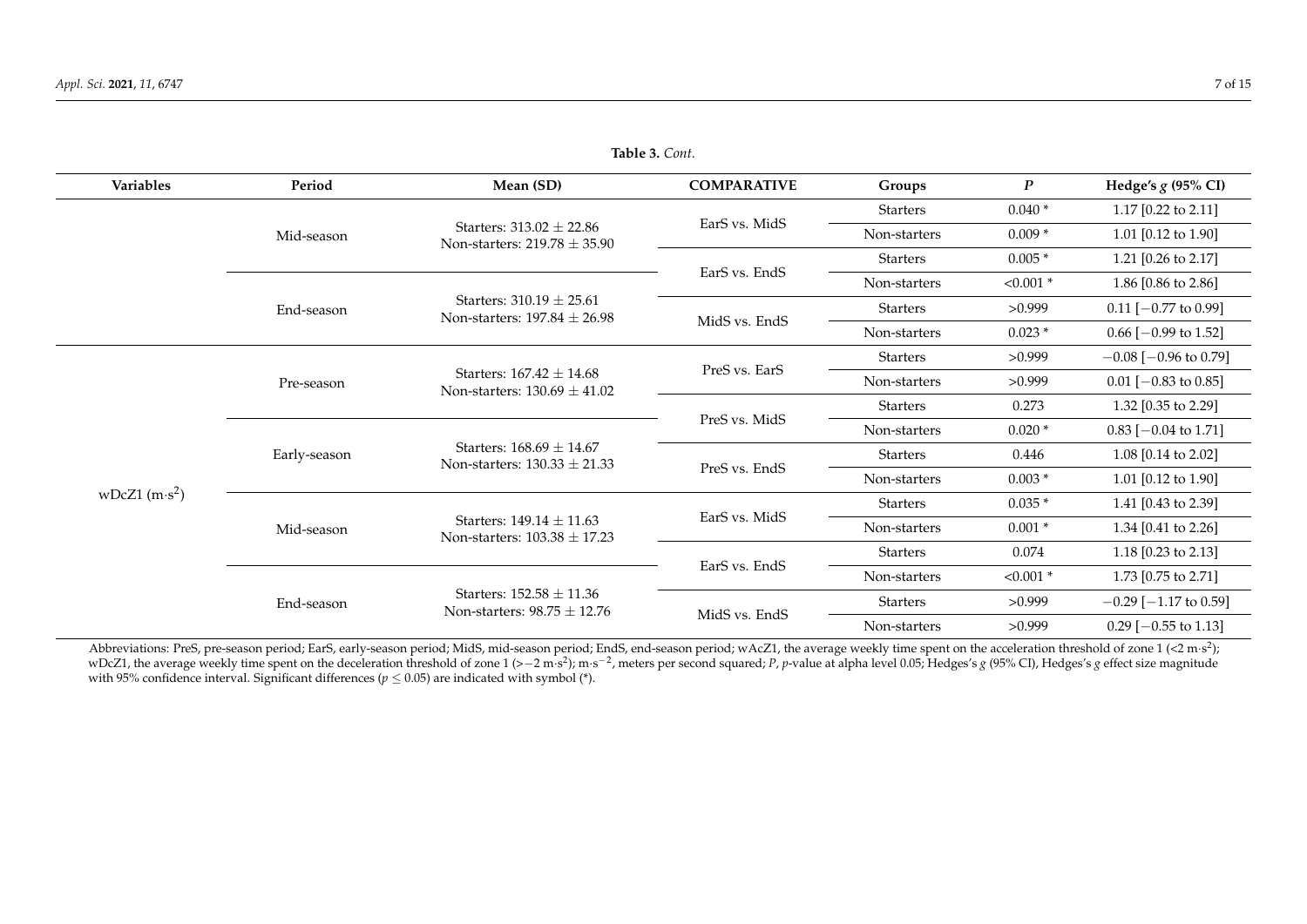**Table 3.** *Cont.*

| Variables | Period | Mean (SD) | COMPARATIVE | Groups | *P* | Hedge's *g* (95% CI) |
|---|---|---|---|---|---|---|
| | Mid-season | Starters: 313.02 ± 22.86<br>Non-starters: 219.78 ± 35.90 | EarS vs. MidS | Starters | 0.040 * | 1.17 [0.22 to 2.11] |
| | | | | Non-starters | 0.009 * | 1.01 [0.12 to 1.90] |
| | | | EarS vs. EndS | Starters | 0.005 * | 1.21 [0.26 to 2.17] |
| | End-season | Starters: 310.19 ± 25.61<br>Non-starters: 197.84 ± 26.98 | | Non-starters | <0.001 * | 1.86 [0.86 to 2.86] |
| | | | MidS vs. EndS | Starters | >0.999 | 0.11 [−0.77 to 0.99] |
| | | | | Non-starters | 0.023 * | 0.66 [−0.99 to 1.52] |
| wDcZ1 ($m{\cdot}s^2$) | Pre-season | Starters: 167.42 ± 14.68<br>Non-starters: 130.69 ± 41.02 | PreS vs. EarS | Starters | >0.999 | −0.08 [−0.96 to 0.79] |
| | | | | Non-starters | >0.999 | 0.01 [−0.83 to 0.85] |
| | | | PreS vs. MidS | Starters | 0.273 | 1.32 [0.35 to 2.29] |
| | Early-season | Starters: 168.69 ± 14.67<br>Non-starters: 130.33 ± 21.33 | | Non-starters | 0.020 * | 0.83 [−0.04 to 1.71] |
| | | | PreS vs. EndS | Starters | 0.446 | 1.08 [0.14 to 2.02] |
| | | | | Non-starters | 0.003 * | 1.01 [0.12 to 1.90] |
| | Mid-season | Starters: 149.14 ± 11.63<br>Non-starters: 103.38 ± 17.23 | EarS vs. MidS | Starters | 0.035 * | 1.41 [0.43 to 2.39] |
| | | | | Non-starters | 0.001 * | 1.34 [0.41 to 2.26] |
| | | | EarS vs. EndS | Starters | 0.074 | 1.18 [0.23 to 2.13] |
| | End-season | Starters: 152.58 ± 11.36<br>Non-starters: 98.75 ± 12.76 | | Non-starters | <0.001 * | 1.73 [0.75 to 2.71] |
| | | | MidS vs. EndS | Starters | >0.999 | −0.29 [−1.17 to 0.59] |
| | | | | Non-starters | >0.999 | 0.29 [−0.55 to 1.13] |

Abbreviations: PreS, pre-season period; EarS, early-season period; MidS, mid-season period; EndS, end-season period; wAcZ1, the average weekly time spent on the acceleration threshold of zone 1 ($<2\ m{\cdot}s^2$); wDcZ1, the average weekly time spent on the deceleration threshold of zone 1 ($>-2\ m{\cdot}s^2$); $m{\cdot}s^{-2}$, meters per second squared; *P*, *p*-value at alpha level 0.05; Hedges's *g* (95% CI), Hedges's *g* effect size magnitude with 95% confidence interval. Significant differences ($p \leq 0.05$) are indicated with symbol (*).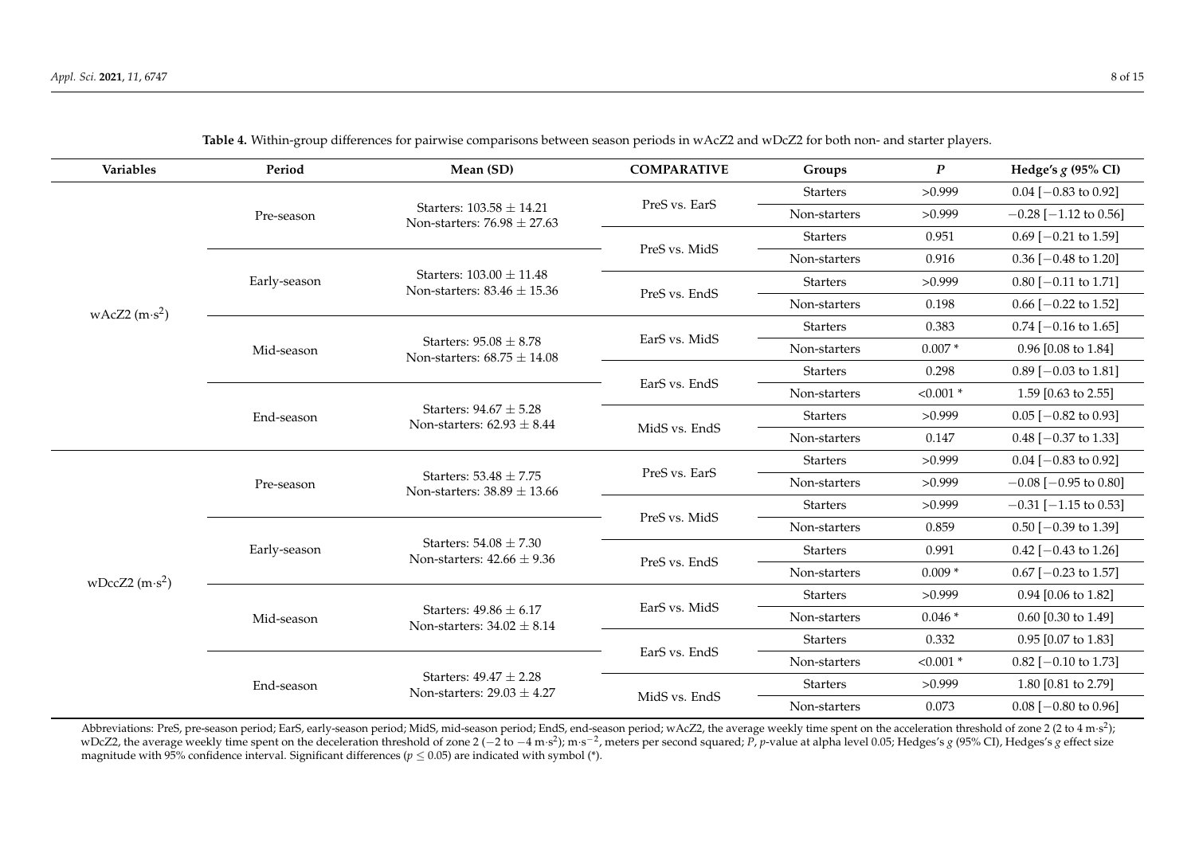**Table 4.** Within-group differences for pairwise comparisons between season periods in wAcZ2 and wDcZ2 for both non- and starter players.

| Variables | Period | Mean (SD) | COMPARATIVE | Groups | *P* | Hedge's *g* (95% CI) |
|---|---|---|---|---|---|---|
| wAcZ2 ($m{\cdot}s^2$) | Pre-season | Starters: 103.58 ± 14.21<br>Non-starters: 76.98 ± 27.63 | PreS vs. EarS | Starters | >0.999 | 0.04 [−0.83 to 0.92] |
| | | | | Non-starters | >0.999 | −0.28 [−1.12 to 0.56] |
| | Early-season | Starters: 103.00 ± 11.48<br>Non-starters: 83.46 ± 15.36 | PreS vs. MidS | Starters | 0.951 | 0.69 [−0.21 to 1.59] |
| | | | | Non-starters | 0.916 | 0.36 [−0.48 to 1.20] |
| | | | PreS vs. EndS | Starters | >0.999 | 0.80 [−0.11 to 1.71] |
| | | | | Non-starters | 0.198 | 0.66 [−0.22 to 1.52] |
| | Mid-season | Starters: 95.08 ± 8.78<br>Non-starters: 68.75 ± 14.08 | EarS vs. MidS | Starters | 0.383 | 0.74 [−0.16 to 1.65] |
| | | | | Non-starters | 0.007 * | 0.96 [0.08 to 1.84] |
| | | | EarS vs. EndS | Starters | 0.298 | 0.89 [−0.03 to 1.81] |
| | | | | Non-starters | <0.001 * | 1.59 [0.63 to 2.55] |
| | End-season | Starters: 94.67 ± 5.28<br>Non-starters: 62.93 ± 8.44 | MidS vs. EndS | Starters | >0.999 | 0.05 [−0.82 to 0.93] |
| | | | | Non-starters | 0.147 | 0.48 [−0.37 to 1.33] |
| wDccZ2 ($m{\cdot}s^2$) | Pre-season | Starters: 53.48 ± 7.75<br>Non-starters: 38.89 ± 13.66 | PreS vs. EarS | Starters | >0.999 | 0.04 [−0.83 to 0.92] |
| | | | | Non-starters | >0.999 | −0.08 [−0.95 to 0.80] |
| | Early-season | Starters: 54.08 ± 7.30<br>Non-starters: 42.66 ± 9.36 | PreS vs. MidS | Starters | >0.999 | −0.31 [−1.15 to 0.53] |
| | | | | Non-starters | 0.859 | 0.50 [−0.39 to 1.39] |
| | | | PreS vs. EndS | Starters | 0.991 | 0.42 [−0.43 to 1.26] |
| | | | | Non-starters | 0.009 * | 0.67 [−0.23 to 1.57] |
| | Mid-season | Starters: 49.86 ± 6.17<br>Non-starters: 34.02 ± 8.14 | EarS vs. MidS | Starters | >0.999 | 0.94 [0.06 to 1.82] |
| | | | | Non-starters | 0.046 * | 0.60 [0.30 to 1.49] |
| | | | EarS vs. EndS | Starters | 0.332 | 0.95 [0.07 to 1.83] |
| | | | | Non-starters | <0.001 * | 0.82 [−0.10 to 1.73] |
| | End-season | Starters: 49.47 ± 2.28<br>Non-starters: 29.03 ± 4.27 | MidS vs. EndS | Starters | >0.999 | 1.80 [0.81 to 2.79] |
| | | | | Non-starters | 0.073 | 0.08 [−0.80 to 0.96] |

Abbreviations: PreS, pre-season period; EarS, early-season period; MidS, mid-season period; EndS, end-season period; wAcZ2, the average weekly time spent on the acceleration threshold of zone 2 (2 to 4 $m{\cdot}s^2$); wDcZ2, the average weekly time spent on the deceleration threshold of zone 2 (−2 to −4 $m{\cdot}s^2$); $m{\cdot}s^{-2}$, meters per second squared; *P*, *p*-value at alpha level 0.05; Hedges's *g* (95% CI), Hedges's *g* effect size magnitude with 95% confidence interval. Significant differences ($p \leq 0.05$) are indicated with symbol (*).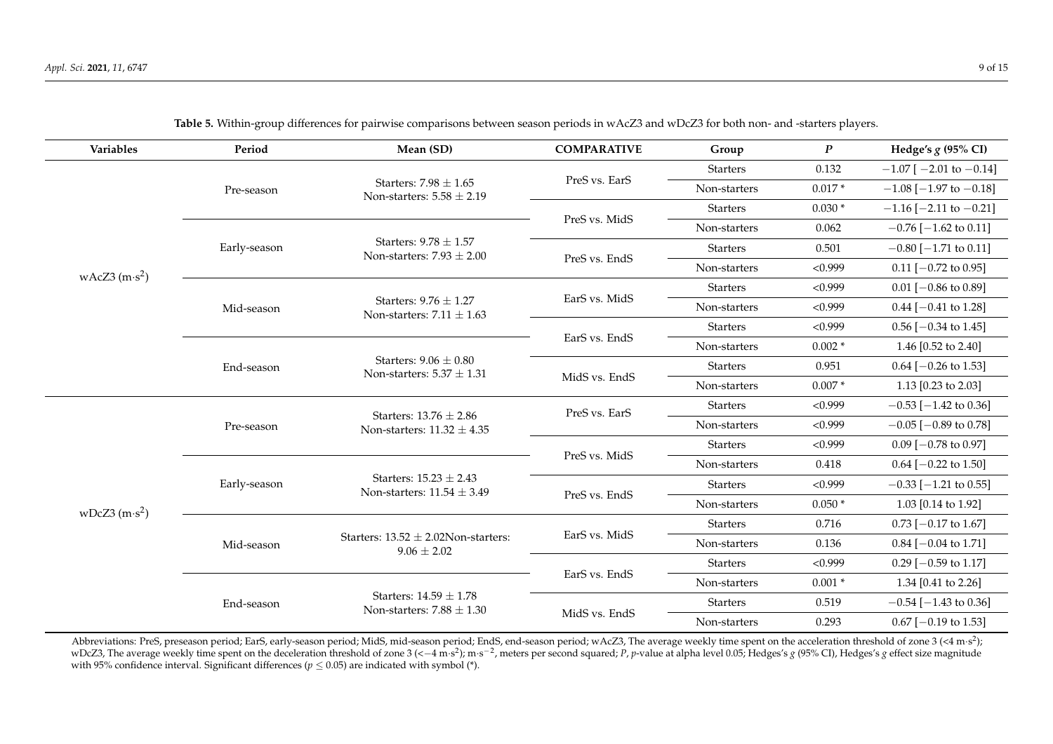**Table 5.** Within-group differences for pairwise comparisons between season periods in wAcZ3 and wDcZ3 for both non- and -starters players.

| Variables | Period | Mean (SD) | COMPARATIVE | Group | *P* | Hedge's *g* (95% CI) |
|---|---|---|---|---|---|---|
| wAcZ3 ($m \cdot s^2$) | Pre-season | Starters: 7.98 ± 1.65<br>Non-starters: 5.58 ± 2.19 | PreS vs. EarS | Starters | 0.132 | −1.07 [ −2.01 to −0.14] |
| | | | | Non-starters | 0.017 * | −1.08 [−1.97 to −0.18] |
| | Early-season | Starters: 9.78 ± 1.57<br>Non-starters: 7.93 ± 2.00 | PreS vs. MidS | Starters | 0.030 * | −1.16 [−2.11 to −0.21] |
| | | | | Non-starters | 0.062 | −0.76 [−1.62 to 0.11] |
| | | | PreS vs. EndS | Starters | 0.501 | −0.80 [−1.71 to 0.11] |
| | | | | Non-starters | <0.999 | 0.11 [−0.72 to 0.95] |
| | Mid-season | Starters: 9.76 ± 1.27<br>Non-starters: 7.11 ± 1.63 | EarS vs. MidS | Starters | <0.999 | 0.01 [−0.86 to 0.89] |
| | | | | Non-starters | <0.999 | 0.44 [−0.41 to 1.28] |
| | | | EarS vs. EndS | Starters | <0.999 | 0.56 [−0.34 to 1.45] |
| | End-season | Starters: 9.06 ± 0.80<br>Non-starters: 5.37 ± 1.31 | | Non-starters | 0.002 * | 1.46 [0.52 to 2.40] |
| | | | MidS vs. EndS | Starters | 0.951 | 0.64 [−0.26 to 1.53] |
| | | | | Non-starters | 0.007 * | 1.13 [0.23 to 2.03] |
| wDcZ3 ($m \cdot s^2$) | Pre-season | Starters: 13.76 ± 2.86<br>Non-starters: 11.32 ± 4.35 | PreS vs. EarS | Starters | <0.999 | −0.53 [−1.42 to 0.36] |
| | | | | Non-starters | <0.999 | −0.05 [−0.89 to 0.78] |
| | Early-season | Starters: 15.23 ± 2.43<br>Non-starters: 11.54 ± 3.49 | PreS vs. MidS | Starters | <0.999 | 0.09 [−0.78 to 0.97] |
| | | | | Non-starters | 0.418 | 0.64 [−0.22 to 1.50] |
| | | | PreS vs. EndS | Starters | <0.999 | −0.33 [−1.21 to 0.55] |
| | | | | Non-starters | 0.050 * | 1.03 [0.14 to 1.92] |
| | Mid-season | Starters: 13.52 ± 2.02Non-starters: 9.06 ± 2.02 | EarS vs. MidS | Starters | 0.716 | 0.73 [−0.17 to 1.67] |
| | | | | Non-starters | 0.136 | 0.84 [−0.04 to 1.71] |
| | | | EarS vs. EndS | Starters | <0.999 | 0.29 [−0.59 to 1.17] |
| | End-season | Starters: 14.59 ± 1.78<br>Non-starters: 7.88 ± 1.30 | | Non-starters | 0.001 * | 1.34 [0.41 to 2.26] |
| | | | MidS vs. EndS | Starters | 0.519 | −0.54 [−1.43 to 0.36] |
| | | | | Non-starters | 0.293 | 0.67 [−0.19 to 1.53] |

Abbreviations: PreS, preseason period; EarS, early-season period; MidS, mid-season period; EndS, end-season period; wAcZ3, The average weekly time spent on the acceleration threshold of zone 3 (<4 $m \cdot s^2$); wDcZ3, The average weekly time spent on the deceleration threshold of zone 3 (<−4 $m \cdot s^2$); $m \cdot s^{-2}$, meters per second squared; *P*, *p*-value at alpha level 0.05; Hedges's *g* (95% CI), Hedges's *g* effect size magnitude with 95% confidence interval. Significant differences ($p \leq 0.05$) are indicated with symbol (*).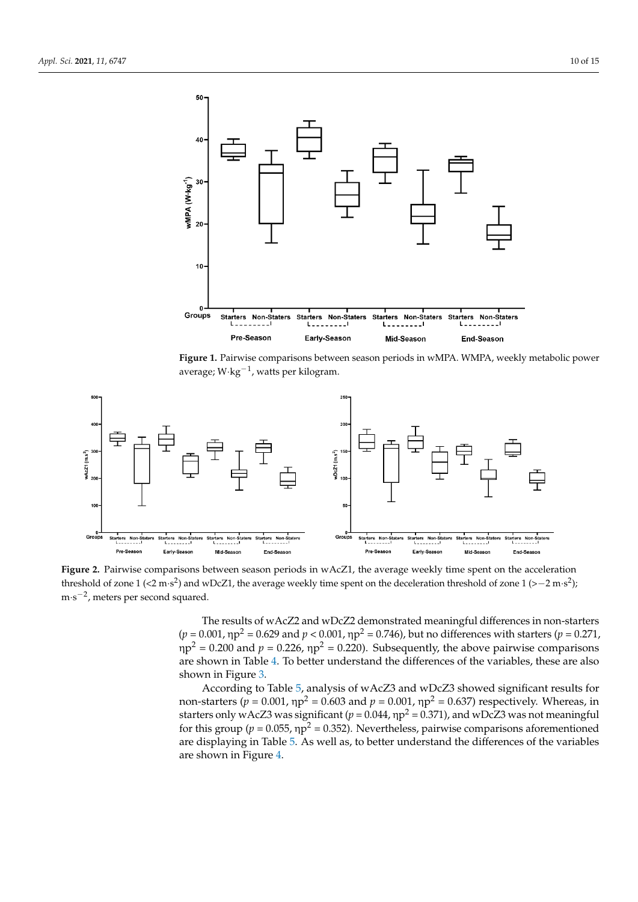**Figure 1.** Pairwise comparisons between season periods in wMPA. WMPA, weekly metabolic power average; $W \cdot kg^{-1}$, watts per kilogram.

**Figure 2.** Pairwise comparisons between season periods in wAcZ1, the average weekly time spent on the acceleration threshold of zone 1 ($<2\ m \cdot s^2$) and wDcZ1, the average weekly time spent on the deceleration threshold of zone 1 ($>-2\ m \cdot s^2$); $m \cdot s^{-2}$, meters per second squared.

The results of wAcZ2 and wDcZ2 demonstrated meaningful differences in non-starters ($p = 0.001$, $\eta p^2 = 0.629$ and $p < 0.001$, $\eta p^2 = 0.746$), but no differences with starters ($p = 0.271$, $\eta p^2 = 0.200$ and $p = 0.226$, $\eta p^2 = 0.220$). Subsequently, the above pairwise comparisons are shown in Table 4. To better understand the differences of the variables, these are also shown in Figure 3.

According to Table 5, analysis of wAcZ3 and wDcZ3 showed significant results for non-starters ($p = 0.001$, $\eta p^2 = 0.603$ and $p = 0.001$, $\eta p^2 = 0.637$) respectively. Whereas, in starters only wAcZ3 was significant ($p = 0.044$, $\eta p^2 = 0.371$), and wDcZ3 was not meaningful for this group ($p = 0.055$, $\eta p^2 = 0.352$). Nevertheless, pairwise comparisons aforementioned are displaying in Table 5. As well as, to better understand the differences of the variables are shown in Figure 4.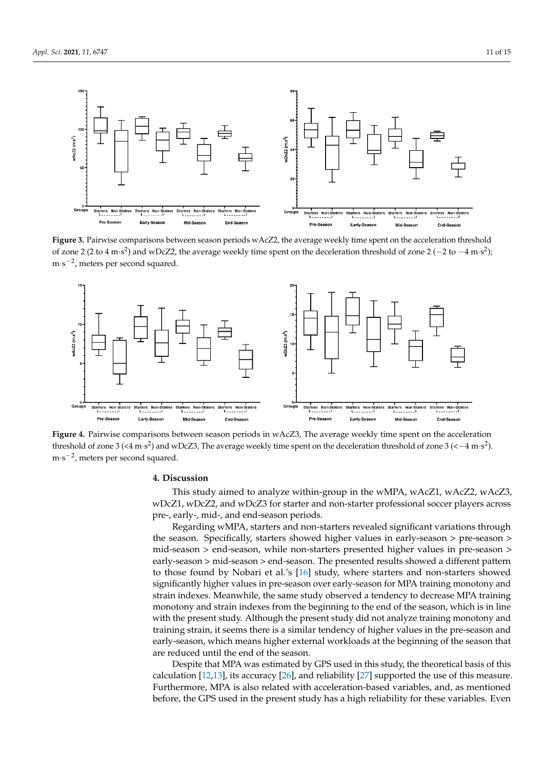**Figure 3.** Pairwise comparisons between season periods wAcZ2, the average weekly time spent on the acceleration threshold of zone 2 (2 to 4 m·s$^2$) and wDcZ2, the average weekly time spent on the deceleration threshold of zone 2 ($-2$ to $-4$ m·s$^2$); m·s$^{-2}$, meters per second squared.

**Figure 4.** Pairwise comparisons between season periods in wAcZ3, The average weekly time spent on the acceleration threshold of zone 3 (<4 m·s$^2$) and wDcZ3, The average weekly time spent on the deceleration threshold of zone 3 (<$-4$ m·s$^2$). m·s$^{-2}$, meters per second squared.

## 4. Discussion

This study aimed to analyze within-group in the wMPA, wAcZ1, wAcZ2, wAcZ3, wDcZ1, wDcZ2, and wDcZ3 for starter and non-starter professional soccer players across pre-, early-, mid-, and end-season periods.

Regarding wMPA, starters and non-starters revealed significant variations through the season. Specifically, starters showed higher values in early-season > pre-season > mid-season > end-season, while non-starters presented higher values in pre-season > early-season > mid-season > end-season. The presented results showed a different pattern to those found by Nobari et al.'s [16] study, where starters and non-starters showed significantly higher values in pre-season over early-season for MPA training monotony and strain indexes. Meanwhile, the same study observed a tendency to decrease MPA training monotony and strain indexes from the beginning to the end of the season, which is in line with the present study. Although the present study did not analyze training monotony and training strain, it seems there is a similar tendency of higher values in the pre-season and early-season, which means higher external workloads at the beginning of the season that are reduced until the end of the season.

Despite that MPA was estimated by GPS used in this study, the theoretical basis of this calculation [12,13], its accuracy [26], and reliability [27] supported the use of this measure. Furthermore, MPA is also related with acceleration-based variables, and, as mentioned before, the GPS used in the present study has a high reliability for these variables. Even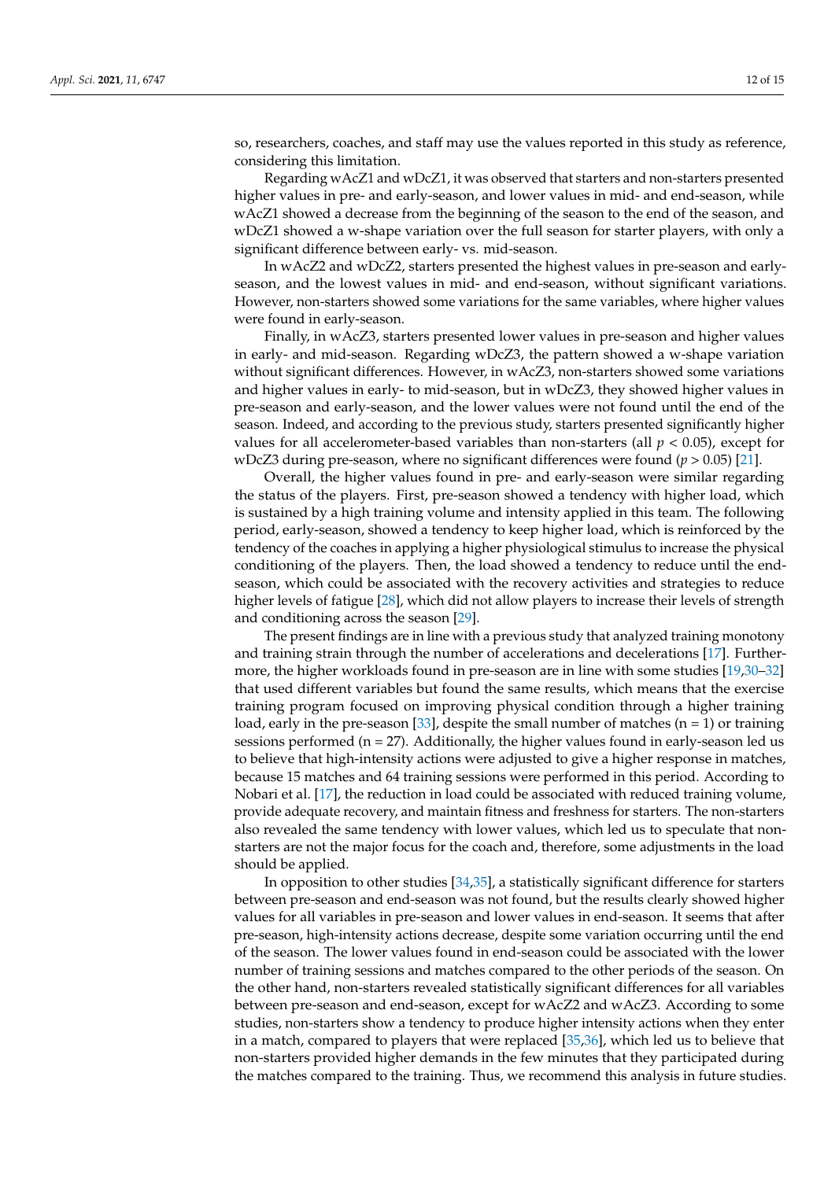so, researchers, coaches, and staff may use the values reported in this study as reference, considering this limitation.

Regarding wAcZ1 and wDcZ1, it was observed that starters and non-starters presented higher values in pre- and early-season, and lower values in mid- and end-season, while wAcZ1 showed a decrease from the beginning of the season to the end of the season, and wDcZ1 showed a w-shape variation over the full season for starter players, with only a significant difference between early- vs. mid-season.

In wAcZ2 and wDcZ2, starters presented the highest values in pre-season and early-season, and the lowest values in mid- and end-season, without significant variations. However, non-starters showed some variations for the same variables, where higher values were found in early-season.

Finally, in wAcZ3, starters presented lower values in pre-season and higher values in early- and mid-season. Regarding wDcZ3, the pattern showed a w-shape variation without significant differences. However, in wAcZ3, non-starters showed some variations and higher values in early- to mid-season, but in wDcZ3, they showed higher values in pre-season and early-season, and the lower values were not found until the end of the season. Indeed, and according to the previous study, starters presented significantly higher values for all accelerometer-based variables than non-starters (all $p < 0.05$), except for wDcZ3 during pre-season, where no significant differences were found ($p > 0.05$) [21].

Overall, the higher values found in pre- and early-season were similar regarding the status of the players. First, pre-season showed a tendency with higher load, which is sustained by a high training volume and intensity applied in this team. The following period, early-season, showed a tendency to keep higher load, which is reinforced by the tendency of the coaches in applying a higher physiological stimulus to increase the physical conditioning of the players. Then, the load showed a tendency to reduce until the end-season, which could be associated with the recovery activities and strategies to reduce higher levels of fatigue [28], which did not allow players to increase their levels of strength and conditioning across the season [29].

The present findings are in line with a previous study that analyzed training monotony and training strain through the number of accelerations and decelerations [17]. Furthermore, the higher workloads found in pre-season are in line with some studies [19,30–32] that used different variables but found the same results, which means that the exercise training program focused on improving physical condition through a higher training load, early in the pre-season [33], despite the small number of matches (n = 1) or training sessions performed (n = 27). Additionally, the higher values found in early-season led us to believe that high-intensity actions were adjusted to give a higher response in matches, because 15 matches and 64 training sessions were performed in this period. According to Nobari et al. [17], the reduction in load could be associated with reduced training volume, provide adequate recovery, and maintain fitness and freshness for starters. The non-starters also revealed the same tendency with lower values, which led us to speculate that non-starters are not the major focus for the coach and, therefore, some adjustments in the load should be applied.

In opposition to other studies [34,35], a statistically significant difference for starters between pre-season and end-season was not found, but the results clearly showed higher values for all variables in pre-season and lower values in end-season. It seems that after pre-season, high-intensity actions decrease, despite some variation occurring until the end of the season. The lower values found in end-season could be associated with the lower number of training sessions and matches compared to the other periods of the season. On the other hand, non-starters revealed statistically significant differences for all variables between pre-season and end-season, except for wAcZ2 and wAcZ3. According to some studies, non-starters show a tendency to produce higher intensity actions when they enter in a match, compared to players that were replaced [35,36], which led us to believe that non-starters provided higher demands in the few minutes that they participated during the matches compared to the training. Thus, we recommend this analysis in future studies.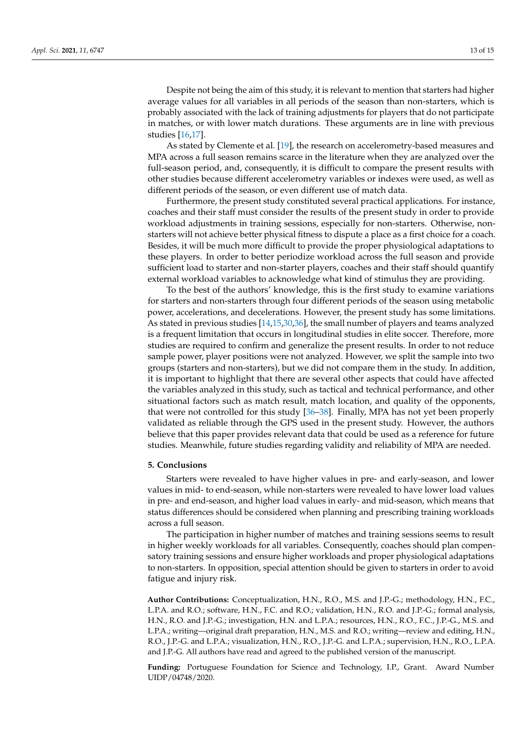Despite not being the aim of this study, it is relevant to mention that starters had higher average values for all variables in all periods of the season than non-starters, which is probably associated with the lack of training adjustments for players that do not participate in matches, or with lower match durations. These arguments are in line with previous studies [16,17].

As stated by Clemente et al. [19], the research on accelerometry-based measures and MPA across a full season remains scarce in the literature when they are analyzed over the full-season period, and, consequently, it is difficult to compare the present results with other studies because different accelerometry variables or indexes were used, as well as different periods of the season, or even different use of match data.

Furthermore, the present study constituted several practical applications. For instance, coaches and their staff must consider the results of the present study in order to provide workload adjustments in training sessions, especially for non-starters. Otherwise, non-starters will not achieve better physical fitness to dispute a place as a first choice for a coach. Besides, it will be much more difficult to provide the proper physiological adaptations to these players. In order to better periodize workload across the full season and provide sufficient load to starter and non-starter players, coaches and their staff should quantify external workload variables to acknowledge what kind of stimulus they are providing.

To the best of the authors' knowledge, this is the first study to examine variations for starters and non-starters through four different periods of the season using metabolic power, accelerations, and decelerations. However, the present study has some limitations. As stated in previous studies [14,15,30,36], the small number of players and teams analyzed is a frequent limitation that occurs in longitudinal studies in elite soccer. Therefore, more studies are required to confirm and generalize the present results. In order to not reduce sample power, player positions were not analyzed. However, we split the sample into two groups (starters and non-starters), but we did not compare them in the study. In addition, it is important to highlight that there are several other aspects that could have affected the variables analyzed in this study, such as tactical and technical performance, and other situational factors such as match result, match location, and quality of the opponents, that were not controlled for this study [36–38]. Finally, MPA has not yet been properly validated as reliable through the GPS used in the present study. However, the authors believe that this paper provides relevant data that could be used as a reference for future studies. Meanwhile, future studies regarding validity and reliability of MPA are needed.

## 5. Conclusions

Starters were revealed to have higher values in pre- and early-season, and lower values in mid- to end-season, while non-starters were revealed to have lower load values in pre- and end-season, and higher load values in early- and mid-season, which means that status differences should be considered when planning and prescribing training workloads across a full season.

The participation in higher number of matches and training sessions seems to result in higher weekly workloads for all variables. Consequently, coaches should plan compensatory training sessions and ensure higher workloads and proper physiological adaptations to non-starters. In opposition, special attention should be given to starters in order to avoid fatigue and injury risk.

**Author Contributions:** Conceptualization, H.N., R.O., M.S. and J.P.-G.; methodology, H.N., F.C., L.P.A. and R.O.; software, H.N., F.C. and R.O.; validation, H.N., R.O. and J.P.-G.; formal analysis, H.N., R.O. and J.P.-G.; investigation, H.N. and L.P.A.; resources, H.N., R.O., F.C., J.P.-G., M.S. and L.P.A.; writing—original draft preparation, H.N., M.S. and R.O.; writing—review and editing, H.N., R.O., J.P.-G. and L.P.A.; visualization, H.N., R.O., J.P.-G. and L.P.A.; supervision, H.N., R.O., L.P.A. and J.P.-G. All authors have read and agreed to the published version of the manuscript.

**Funding:** Portuguese Foundation for Science and Technology, I.P., Grant. Award Number UIDP/04748/2020.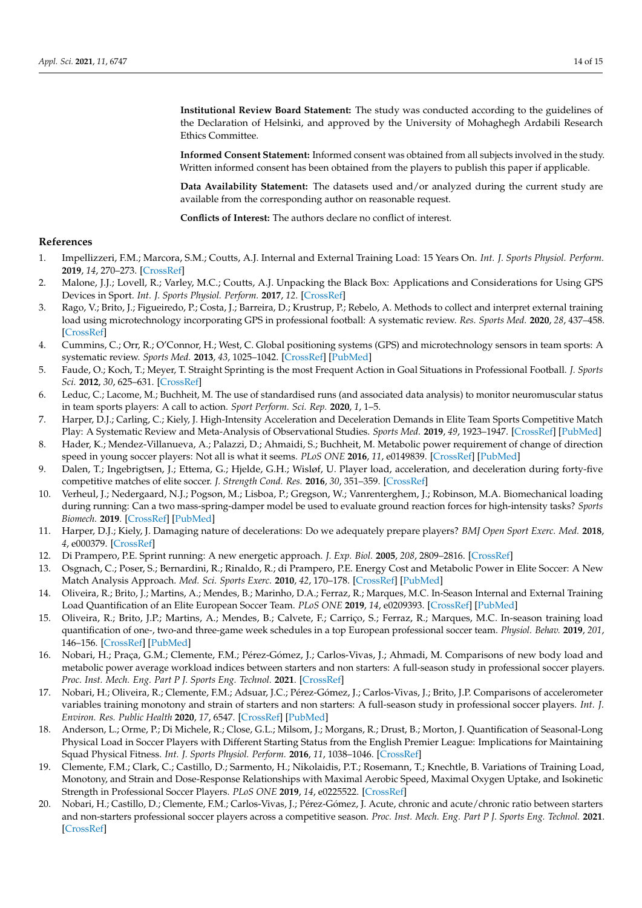**Institutional Review Board Statement:** The study was conducted according to the guidelines of the Declaration of Helsinki, and approved by the University of Mohaghegh Ardabili Research Ethics Committee.

**Informed Consent Statement:** Informed consent was obtained from all subjects involved in the study. Written informed consent has been obtained from the players to publish this paper if applicable.

**Data Availability Statement:** The datasets used and/or analyzed during the current study are available from the corresponding author on reasonable request.

**Conflicts of Interest:** The authors declare no conflict of interest.

## References

1. Impellizzeri, F.M.; Marcora, S.M.; Coutts, A.J. Internal and External Training Load: 15 Years On. *Int. J. Sports Physiol. Perform.* **2019**, *14*, 270–273. [CrossRef]
2. Malone, J.J.; Lovell, R.; Varley, M.C.; Coutts, A.J. Unpacking the Black Box: Applications and Considerations for Using GPS Devices in Sport. *Int. J. Sports Physiol. Perform.* **2017**, *12*. [CrossRef]
3. Rago, V.; Brito, J.; Figueiredo, P.; Costa, J.; Barreira, D.; Krustrup, P.; Rebelo, A. Methods to collect and interpret external training load using microtechnology incorporating GPS in professional football: A systematic review. *Res. Sports Med.* **2020**, *28*, 437–458. [CrossRef]
4. Cummins, C.; Orr, R.; O'Connor, H.; West, C. Global positioning systems (GPS) and microtechnology sensors in team sports: A systematic review. *Sports Med.* **2013**, *43*, 1025–1042. [CrossRef] [PubMed]
5. Faude, O.; Koch, T.; Meyer, T. Straight Sprinting is the most Frequent Action in Goal Situations in Professional Football. *J. Sports Sci.* **2012**, *30*, 625–631. [CrossRef]
6. Leduc, C.; Lacome, M.; Buchheit, M. The use of standardised runs (and associated data analysis) to monitor neuromuscular status in team sports players: A call to action. *Sport Perform. Sci. Rep.* **2020**, *1*, 1–5.
7. Harper, D.J.; Carling, C.; Kiely, J. High-Intensity Acceleration and Deceleration Demands in Elite Team Sports Competitive Match Play: A Systematic Review and Meta-Analysis of Observational Studies. *Sports Med.* **2019**, *49*, 1923–1947. [CrossRef] [PubMed]
8. Hader, K.; Mendez-Villanueva, A.; Palazzi, D.; Ahmaidi, S.; Buchheit, M. Metabolic power requirement of change of direction speed in young soccer players: Not all is what it seems. *PLoS ONE* **2016**, *11*, e0149839. [CrossRef] [PubMed]
9. Dalen, T.; Ingebrigtsen, J.; Ettema, G.; Hjelde, G.H.; Wisløf, U. Player load, acceleration, and deceleration during forty-five competitive matches of elite soccer. *J. Strength Cond. Res.* **2016**, *30*, 351–359. [CrossRef]
10. Verheul, J.; Nedergaard, N.J.; Pogson, M.; Lisboa, P.; Gregson, W.; Vanrenterghem, J.; Robinson, M.A. Biomechanical loading during running: Can a two mass-spring-damper model be used to evaluate ground reaction forces for high-intensity tasks? *Sports Biomech.* **2019**. [CrossRef] [PubMed]
11. Harper, D.J.; Kiely, J. Damaging nature of decelerations: Do we adequately prepare players? *BMJ Open Sport Exerc. Med.* **2018**, *4*, e000379. [CrossRef]
12. Di Prampero, P.E. Sprint running: A new energetic approach. *J. Exp. Biol.* **2005**, *208*, 2809–2816. [CrossRef]
13. Osgnach, C.; Poser, S.; Bernardini, R.; Rinaldo, R.; di Prampero, P.E. Energy Cost and Metabolic Power in Elite Soccer: A New Match Analysis Approach. *Med. Sci. Sports Exerc.* **2010**, *42*, 170–178. [CrossRef] [PubMed]
14. Oliveira, R.; Brito, J.; Martins, A.; Mendes, B.; Marinho, D.A.; Ferraz, R.; Marques, M.C. In-Season Internal and External Training Load Quantification of an Elite European Soccer Team. *PLoS ONE* **2019**, *14*, e0209393. [CrossRef] [PubMed]
15. Oliveira, R.; Brito, J.P.; Martins, A.; Mendes, B.; Calvete, F.; Carriço, S.; Ferraz, R.; Marques, M.C. In-season training load quantification of one-, two-and three-game week schedules in a top European professional soccer team. *Physiol. Behav.* **2019**, *201*, 146–156. [CrossRef] [PubMed]
16. Nobari, H.; Praça, G.M.; Clemente, F.M.; Pérez-Gómez, J.; Carlos-Vivas, J.; Ahmadi, M. Comparisons of new body load and metabolic power average workload indices between starters and non starters: A full-season study in professional soccer players. *Proc. Inst. Mech. Eng. Part P J. Sports Eng. Technol.* **2021**. [CrossRef]
17. Nobari, H.; Oliveira, R.; Clemente, F.M.; Adsuar, J.C.; Pérez-Gómez, J.; Carlos-Vivas, J.; Brito, J.P. Comparisons of accelerometer variables training monotony and strain of starters and non starters: A full-season study in professional soccer players. *Int. J. Environ. Res. Public Health* **2020**, *17*, 6547. [CrossRef] [PubMed]
18. Anderson, L.; Orme, P.; Di Michele, R.; Close, G.L.; Milsom, J.; Morgans, R.; Drust, B.; Morton, J. Quantification of Seasonal-Long Physical Load in Soccer Players with Different Starting Status from the English Premier League: Implications for Maintaining Squad Physical Fitness. *Int. J. Sports Physiol. Perform.* **2016**, *11*, 1038–1046. [CrossRef]
19. Clemente, F.M.; Clark, C.; Castillo, D.; Sarmento, H.; Nikolaidis, P.T.; Rosemann, T.; Knechtle, B. Variations of Training Load, Monotony, and Strain and Dose-Response Relationships with Maximal Aerobic Speed, Maximal Oxygen Uptake, and Isokinetic Strength in Professional Soccer Players. *PLoS ONE* **2019**, *14*, e0225522. [CrossRef]
20. Nobari, H.; Castillo, D.; Clemente, F.M.; Carlos-Vivas, J.; Pérez-Gómez, J. Acute, chronic and acute/chronic ratio between starters and non-starters professional soccer players across a competitive season. *Proc. Inst. Mech. Eng. Part P J. Sports Eng. Technol.* **2021**. [CrossRef]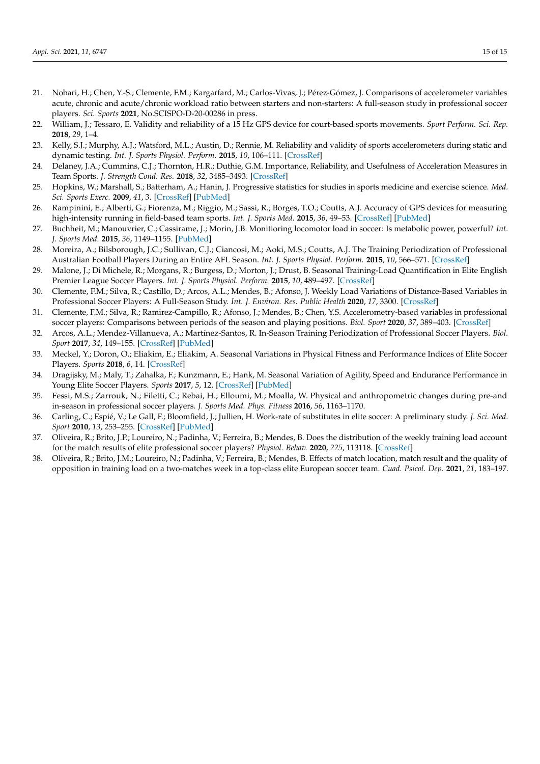21. Nobari, H.; Chen, Y.-S.; Clemente, F.M.; Kargarfard, M.; Carlos-Vivas, J.; Pérez-Gómez, J. Comparisons of accelerometer variables acute, chronic and acute/chronic workload ratio between starters and non-starters: A full-season study in professional soccer players. *Sci. Sports* **2021**, No.SCISPO-D-20-00286 in press.
22. William, J.; Tessaro, E. Validity and reliability of a 15 Hz GPS device for court-based sports movements. *Sport Perform. Sci. Rep.* **2018**, *29*, 1–4.
23. Kelly, S.J.; Murphy, A.J.; Watsford, M.L.; Austin, D.; Rennie, M. Reliability and validity of sports accelerometers during static and dynamic testing. *Int. J. Sports Physiol. Perform.* **2015**, *10*, 106–111. [CrossRef]
24. Delaney, J.A.; Cummins, C.J.; Thornton, H.R.; Duthie, G.M. Importance, Reliability, and Usefulness of Acceleration Measures in Team Sports. *J. Strength Cond. Res.* **2018**, *32*, 3485–3493. [CrossRef]
25. Hopkins, W.; Marshall, S.; Batterham, A.; Hanin, J. Progressive statistics for studies in sports medicine and exercise science. *Med. Sci. Sports Exerc.* **2009**, *41*, 3. [CrossRef] [PubMed]
26. Rampinini, E.; Alberti, G.; Fiorenza, M.; Riggio, M.; Sassi, R.; Borges, T.O.; Coutts, A.J. Accuracy of GPS devices for measuring high-intensity running in field-based team sports. *Int. J. Sports Med.* **2015**, *36*, 49–53. [CrossRef] [PubMed]
27. Buchheit, M.; Manouvrier, C.; Cassirame, J.; Morin, J.B. Monitioring locomotor load in soccer: Is metabolic power, powerful? *Int. J. Sports Med.* **2015**, *36*, 1149–1155. [PubMed]
28. Moreira, A.; Bilsborough, J.C.; Sullivan, C.J.; Ciancosi, M.; Aoki, M.S.; Coutts, A.J. The Training Periodization of Professional Australian Football Players During an Entire AFL Season. *Int. J. Sports Physiol. Perform.* **2015**, *10*, 566–571. [CrossRef]
29. Malone, J.; Di Michele, R.; Morgans, R.; Burgess, D.; Morton, J.; Drust, B. Seasonal Training-Load Quantification in Elite English Premier League Soccer Players. *Int. J. Sports Physiol. Perform.* **2015**, *10*, 489–497. [CrossRef]
30. Clemente, F.M.; Silva, R.; Castillo, D.; Arcos, A.L.; Mendes, B.; Afonso, J. Weekly Load Variations of Distance-Based Variables in Professional Soccer Players: A Full-Season Study. *Int. J. Environ. Res. Public Health* **2020**, *17*, 3300. [CrossRef]
31. Clemente, F.M.; Silva, R.; Ramirez-Campillo, R.; Afonso, J.; Mendes, B.; Chen, Y.S. Accelerometry-based variables in professional soccer players: Comparisons between periods of the season and playing positions. *Biol. Sport* **2020**, *37*, 389–403. [CrossRef]
32. Arcos, A.L.; Mendez-Villanueva, A.; Martínez-Santos, R. In-Season Training Periodization of Professional Soccer Players. *Biol. Sport* **2017**, *34*, 149–155. [CrossRef] [PubMed]
33. Meckel, Y.; Doron, O.; Eliakim, E.; Eliakim, A. Seasonal Variations in Physical Fitness and Performance Indices of Elite Soccer Players. *Sports* **2018**, *6*, 14. [CrossRef]
34. Dragijsky, M.; Maly, T.; Zahalka, F.; Kunzmann, E.; Hank, M. Seasonal Variation of Agility, Speed and Endurance Performance in Young Elite Soccer Players. *Sports* **2017**, *5*, 12. [CrossRef] [PubMed]
35. Fessi, M.S.; Zarrouk, N.; Filetti, C.; Rebai, H.; Elloumi, M.; Moalla, W. Physical and anthropometric changes during pre-and in-season in professional soccer players. *J. Sports Med. Phys. Fitness* **2016**, *56*, 1163–1170.
36. Carling, C.; Espié, V.; Le Gall, F.; Bloomfield, J.; Jullien, H. Work-rate of substitutes in elite soccer: A preliminary study. *J. Sci. Med. Sport* **2010**, *13*, 253–255. [CrossRef] [PubMed]
37. Oliveira, R.; Brito, J.P.; Loureiro, N.; Padinha, V.; Ferreira, B.; Mendes, B. Does the distribution of the weekly training load account for the match results of elite professional soccer players? *Physiol. Behav.* **2020**, *225*, 113118. [CrossRef]
38. Oliveira, R.; Brito, J.M.; Loureiro, N.; Padinha, V.; Ferreira, B.; Mendes, B. Effects of match location, match result and the quality of opposition in training load on a two-matches week in a top-class elite European soccer team. *Cuad. Psicol. Dep.* **2021**, *21*, 183–197.